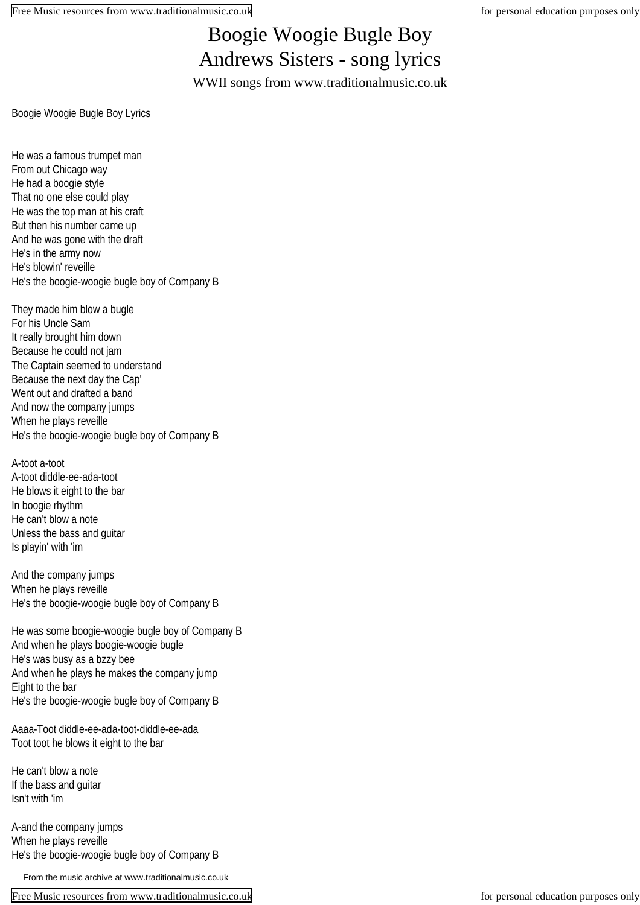# Boogie Woogie Bugle Boy
## Andrews Sisters - song lyrics

WWII songs from www.traditionalmusic.co.uk

Boogie Woogie Bugle Boy Lyrics

He was a famous trumpet man
From out Chicago way
He had a boogie style
That no one else could play
He was the top man at his craft
But then his number came up
And he was gone with the draft
He's in the army now
He's blowin' reveille
He's the boogie-woogie bugle boy of Company B

They made him blow a bugle
For his Uncle Sam
It really brought him down
Because he could not jam
The Captain seemed to understand
Because the next day the Cap'
Went out and drafted a band
And now the company jumps
When he plays reveille
He's the boogie-woogie bugle boy of Company B

A-toot a-toot
A-toot diddle-ee-ada-toot
He blows it eight to the bar
In boogie rhythm
He can't blow a note
Unless the bass and guitar
Is playin' with 'im

And the company jumps
When he plays reveille
He's the boogie-woogie bugle boy of Company B

He was some boogie-woogie bugle boy of Company B
And when he plays boogie-woogie bugle
He's was busy as a bzzy bee
And when he plays he makes the company jump
Eight to the bar
He's the boogie-woogie bugle boy of Company B

Aaaa-Toot diddle-ee-ada-toot-diddle-ee-ada
Toot toot he blows it eight to the bar

He can't blow a note
If the bass and guitar
Isn't with 'im

A-and the company jumps
When he plays reveille
He's the boogie-woogie bugle boy of Company B

From the music archive at www.traditionalmusic.co.uk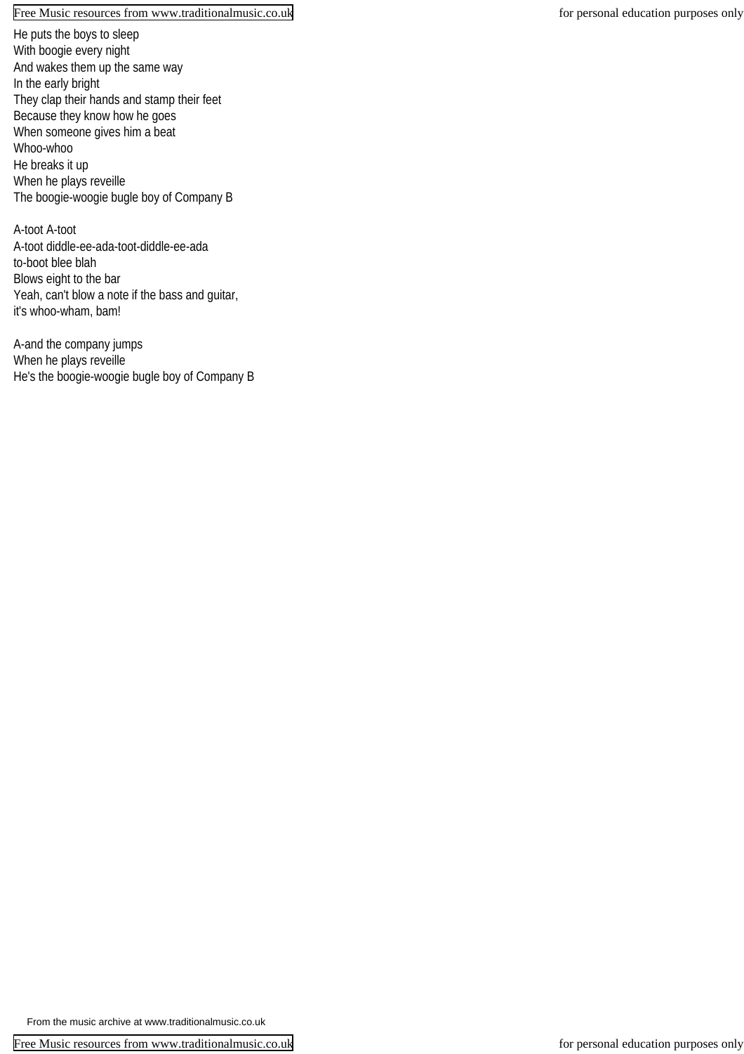He puts the boys to sleep
With boogie every night
And wakes them up the same way
In the early bright
They clap their hands and stamp their feet
Because they know how he goes
When someone gives him a beat
Whoo-whoo
He breaks it up
When he plays reveille
The boogie-woogie bugle boy of Company B

A-toot A-toot
A-toot diddle-ee-ada-toot-diddle-ee-ada
to-boot blee blah
Blows eight to the bar
Yeah, can't blow a note if the bass and guitar,
it's whoo-wham, bam!

A-and the company jumps
When he plays reveille
He's the boogie-woogie bugle boy of Company B

From the music archive at www.traditionalmusic.co.uk